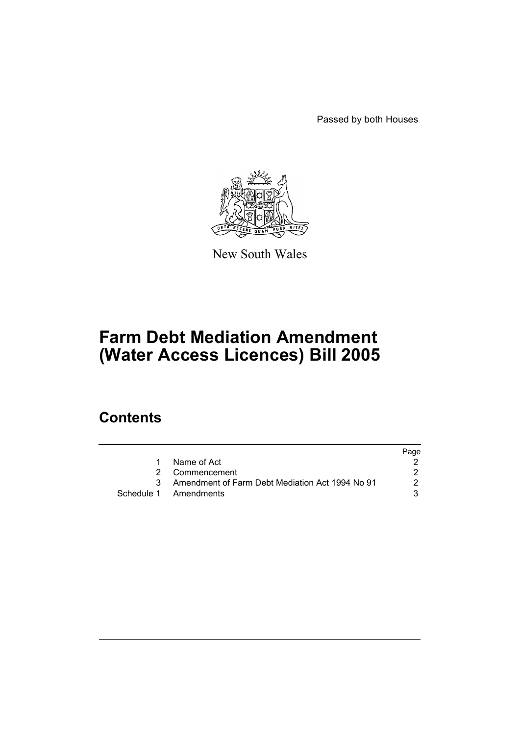Passed by both Houses

New South Wales

# Farm Debt Mediation Amendment (Water Access Licences) Bill 2005

## Contents

| | | Page |
|---|---|---|
| 1 | Name of Act | 2 |
| 2 | Commencement | 2 |
| 3 | Amendment of Farm Debt Mediation Act 1994 No 91 | 2 |
| Schedule 1 | Amendments | 3 |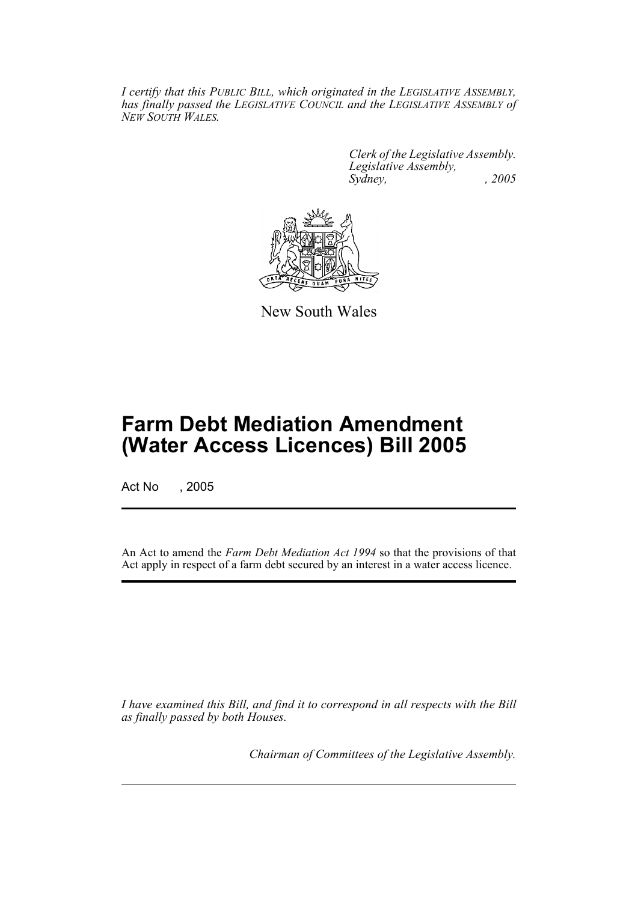*I certify that this PUBLIC BILL, which originated in the LEGISLATIVE ASSEMBLY, has finally passed the LEGISLATIVE COUNCIL and the LEGISLATIVE ASSEMBLY of NEW SOUTH WALES.*

*Clerk of the Legislative Assembly.*
*Legislative Assembly,*
*Sydney, , 2005*

New South Wales

# Farm Debt Mediation Amendment (Water Access Licences) Bill 2005

Act No , 2005

An Act to amend the *Farm Debt Mediation Act 1994* so that the provisions of that Act apply in respect of a farm debt secured by an interest in a water access licence.

*I have examined this Bill, and find it to correspond in all respects with the Bill as finally passed by both Houses.*

*Chairman of Committees of the Legislative Assembly.*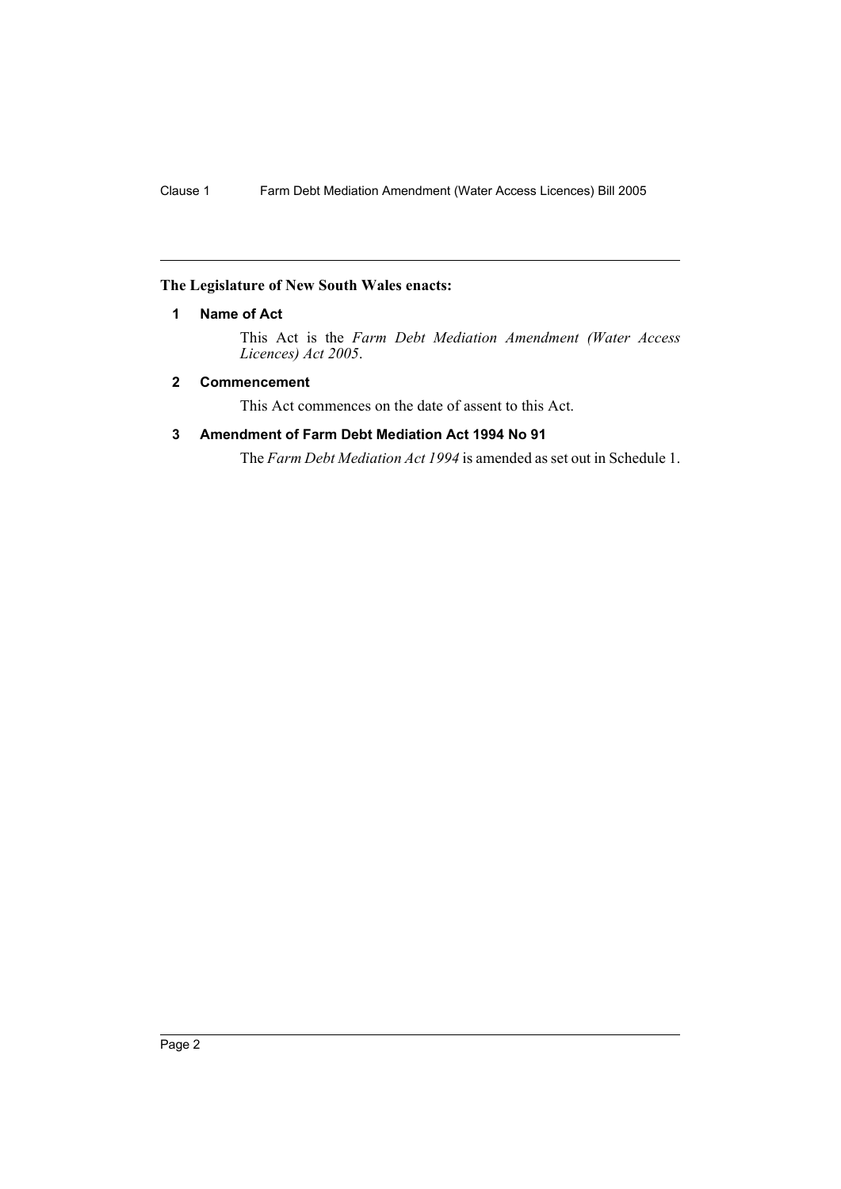**The Legislature of New South Wales enacts:**

## 1 Name of Act

This Act is the *Farm Debt Mediation Amendment (Water Access Licences) Act 2005*.

## 2 Commencement

This Act commences on the date of assent to this Act.

## 3 Amendment of Farm Debt Mediation Act 1994 No 91

The *Farm Debt Mediation Act 1994* is amended as set out in Schedule 1.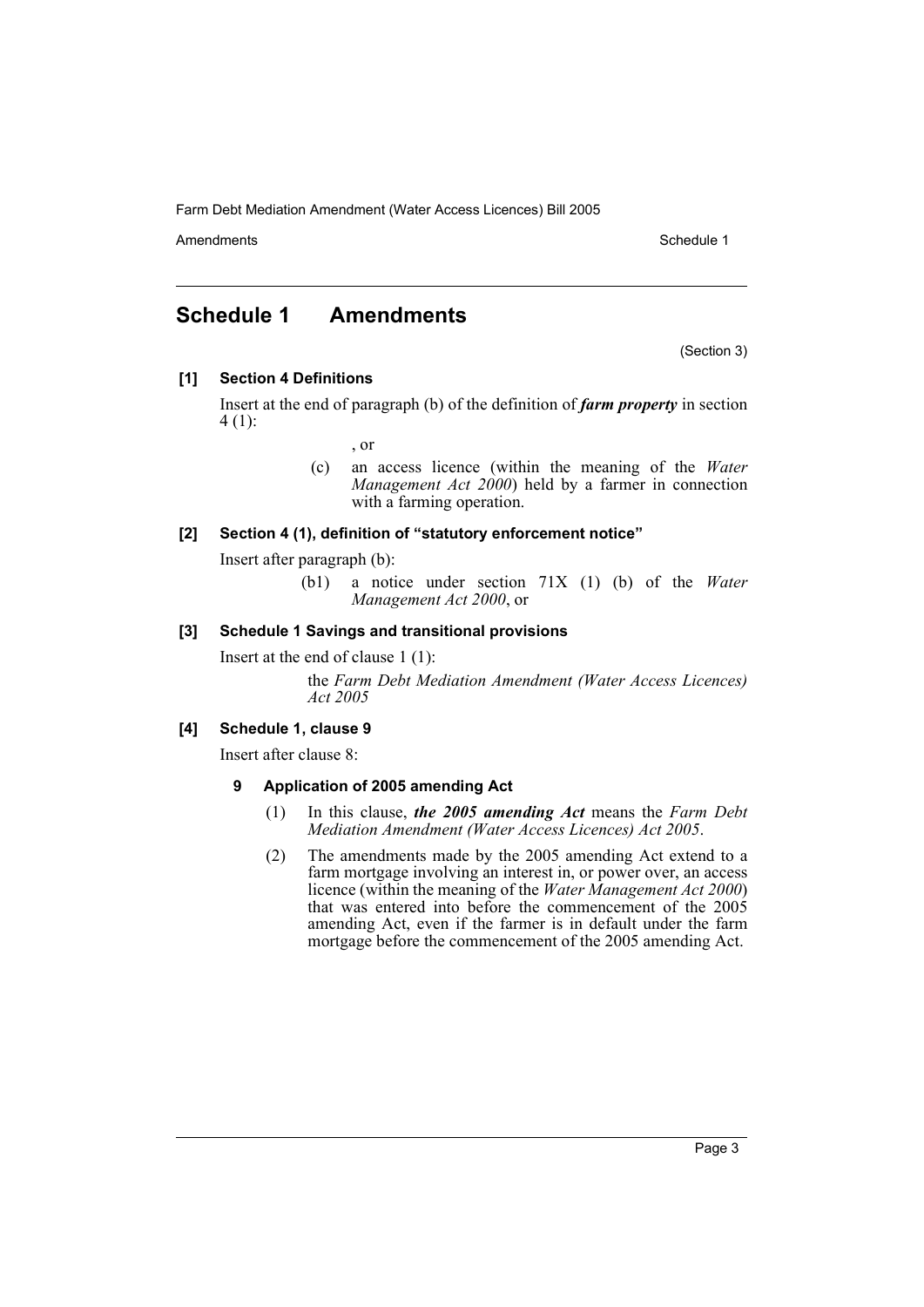# Schedule 1 Amendments

(Section 3)

### [1] Section 4 Definitions

Insert at the end of paragraph (b) of the definition of ***farm property*** in section 4 (1):

, or

(c) an access licence (within the meaning of the *Water Management Act 2000*) held by a farmer in connection with a farming operation.

### [2] Section 4 (1), definition of "statutory enforcement notice"

Insert after paragraph (b):

(b1) a notice under section 71X (1) (b) of the *Water Management Act 2000*, or

### [3] Schedule 1 Savings and transitional provisions

Insert at the end of clause 1 (1):

the *Farm Debt Mediation Amendment (Water Access Licences) Act 2005*

### [4] Schedule 1, clause 9

Insert after clause 8:

#### 9 Application of 2005 amending Act

(1) In this clause, ***the 2005 amending Act*** means the *Farm Debt Mediation Amendment (Water Access Licences) Act 2005*.

(2) The amendments made by the 2005 amending Act extend to a farm mortgage involving an interest in, or power over, an access licence (within the meaning of the *Water Management Act 2000*) that was entered into before the commencement of the 2005 amending Act, even if the farmer is in default under the farm mortgage before the commencement of the 2005 amending Act.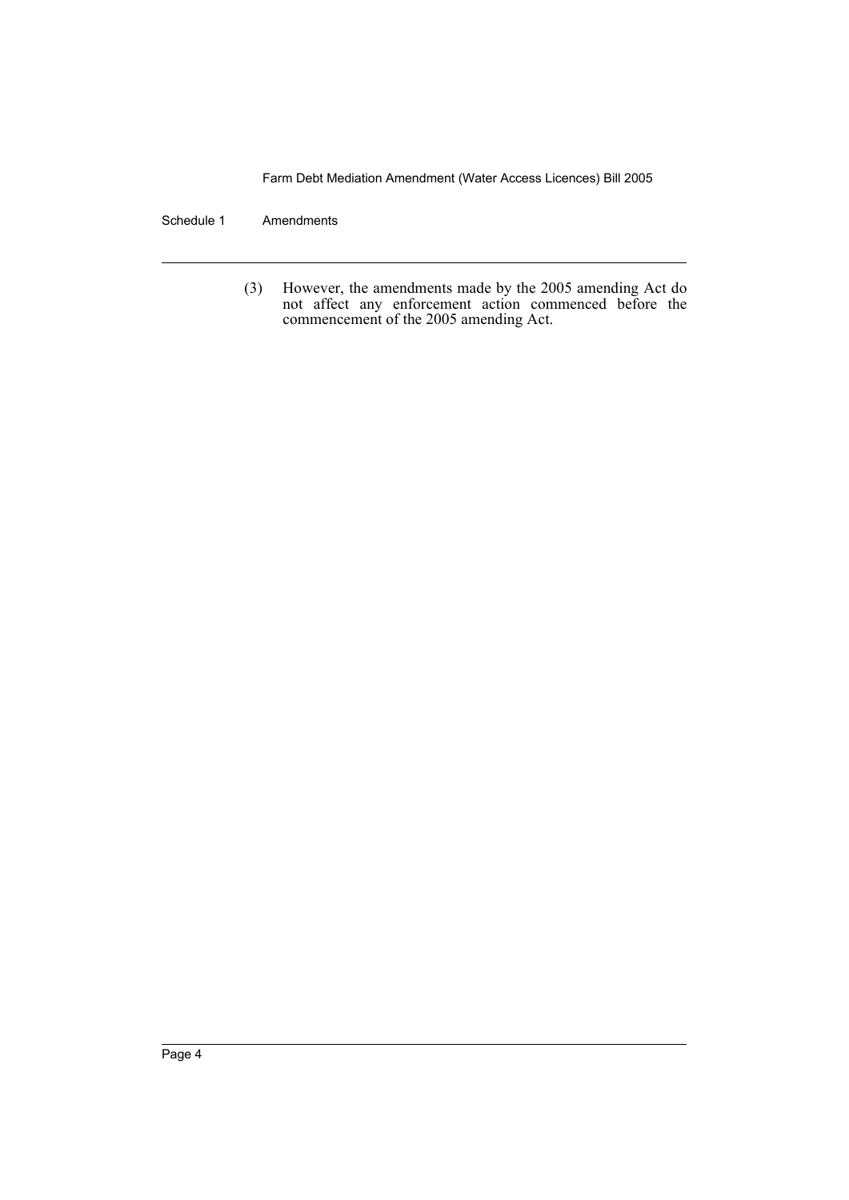(3) However, the amendments made by the 2005 amending Act do not affect any enforcement action commenced before the commencement of the 2005 amending Act.